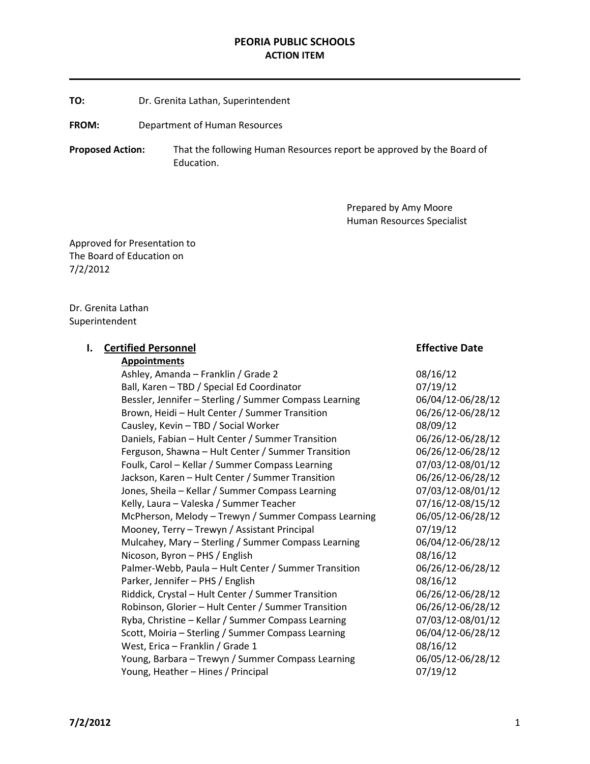**PEORIA PUBLIC SCHOOLS**
**ACTION ITEM**

---

**TO:** Dr. Grenita Lathan, Superintendent

**FROM:** Department of Human Resources

**Proposed Action:** That the following Human Resources report be approved by the Board of Education.

Prepared by Amy Moore
Human Resources Specialist

Approved for Presentation to
The Board of Education on
7/2/2012

Dr. Grenita Lathan
Superintendent

## I. Certified Personnel

**Appointments**

| Name – Location / Position | Effective Date |
|---|---|
| Ashley, Amanda – Franklin / Grade 2 | 08/16/12 |
| Ball, Karen – TBD / Special Ed Coordinator | 07/19/12 |
| Bessler, Jennifer – Sterling / Summer Compass Learning | 06/04/12-06/28/12 |
| Brown, Heidi – Hult Center / Summer Transition | 06/26/12-06/28/12 |
| Causley, Kevin – TBD / Social Worker | 08/09/12 |
| Daniels, Fabian – Hult Center / Summer Transition | 06/26/12-06/28/12 |
| Ferguson, Shawna – Hult Center / Summer Transition | 06/26/12-06/28/12 |
| Foulk, Carol – Kellar / Summer Compass Learning | 07/03/12-08/01/12 |
| Jackson, Karen – Hult Center / Summer Transition | 06/26/12-06/28/12 |
| Jones, Sheila – Kellar / Summer Compass Learning | 07/03/12-08/01/12 |
| Kelly, Laura – Valeska / Summer Teacher | 07/16/12-08/15/12 |
| McPherson, Melody – Trewyn / Summer Compass Learning | 06/05/12-06/28/12 |
| Mooney, Terry – Trewyn / Assistant Principal | 07/19/12 |
| Mulcahey, Mary – Sterling / Summer Compass Learning | 06/04/12-06/28/12 |
| Nicoson, Byron – PHS / English | 08/16/12 |
| Palmer-Webb, Paula – Hult Center / Summer Transition | 06/26/12-06/28/12 |
| Parker, Jennifer – PHS / English | 08/16/12 |
| Riddick, Crystal – Hult Center / Summer Transition | 06/26/12-06/28/12 |
| Robinson, Glorier – Hult Center / Summer Transition | 06/26/12-06/28/12 |
| Ryba, Christine – Kellar / Summer Compass Learning | 07/03/12-08/01/12 |
| Scott, Moiria – Sterling / Summer Compass Learning | 06/04/12-06/28/12 |
| West, Erica – Franklin / Grade 1 | 08/16/12 |
| Young, Barbara – Trewyn / Summer Compass Learning | 06/05/12-06/28/12 |
| Young, Heather – Hines / Principal | 07/19/12 |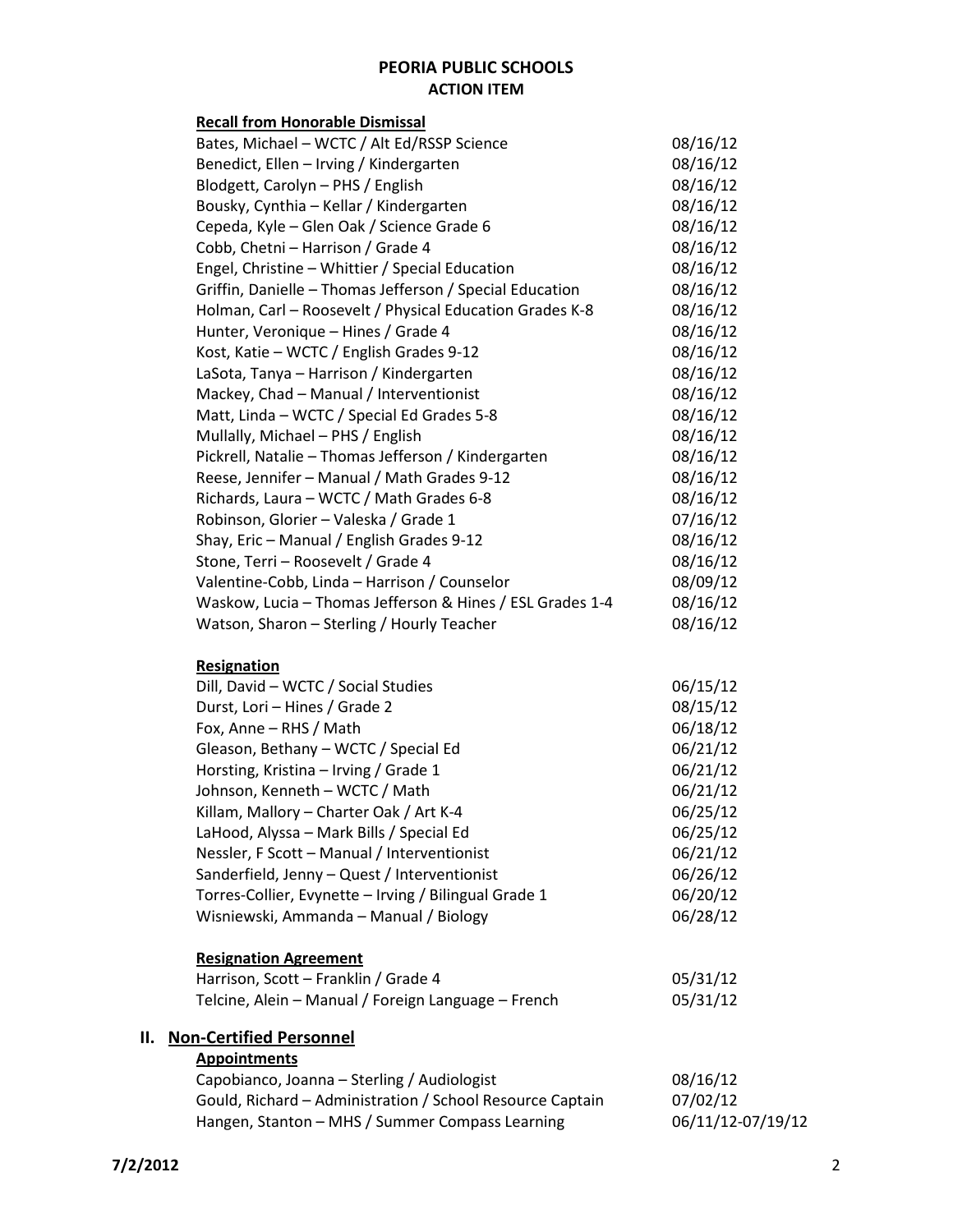# PEORIA PUBLIC SCHOOLS
## ACTION ITEM

**Recall from Honorable Dismissal**

| | |
|---|---|
| Bates, Michael – WCTC / Alt Ed/RSSP Science | 08/16/12 |
| Benedict, Ellen – Irving / Kindergarten | 08/16/12 |
| Blodgett, Carolyn – PHS / English | 08/16/12 |
| Bousky, Cynthia – Kellar / Kindergarten | 08/16/12 |
| Cepeda, Kyle – Glen Oak / Science Grade 6 | 08/16/12 |
| Cobb, Chetni – Harrison / Grade 4 | 08/16/12 |
| Engel, Christine – Whittier / Special Education | 08/16/12 |
| Griffin, Danielle – Thomas Jefferson / Special Education | 08/16/12 |
| Holman, Carl – Roosevelt / Physical Education Grades K-8 | 08/16/12 |
| Hunter, Veronique – Hines / Grade 4 | 08/16/12 |
| Kost, Katie – WCTC / English Grades 9-12 | 08/16/12 |
| LaSota, Tanya – Harrison / Kindergarten | 08/16/12 |
| Mackey, Chad – Manual / Interventionist | 08/16/12 |
| Matt, Linda – WCTC / Special Ed Grades 5-8 | 08/16/12 |
| Mullally, Michael – PHS / English | 08/16/12 |
| Pickrell, Natalie – Thomas Jefferson / Kindergarten | 08/16/12 |
| Reese, Jennifer – Manual / Math Grades 9-12 | 08/16/12 |
| Richards, Laura – WCTC / Math Grades 6-8 | 08/16/12 |
| Robinson, Glorier – Valeska / Grade 1 | 07/16/12 |
| Shay, Eric – Manual / English Grades 9-12 | 08/16/12 |
| Stone, Terri – Roosevelt / Grade 4 | 08/16/12 |
| Valentine-Cobb, Linda – Harrison / Counselor | 08/09/12 |
| Waskow, Lucia – Thomas Jefferson & Hines / ESL Grades 1-4 | 08/16/12 |
| Watson, Sharon – Sterling / Hourly Teacher | 08/16/12 |

**Resignation**

| | |
|---|---|
| Dill, David – WCTC / Social Studies | 06/15/12 |
| Durst, Lori – Hines / Grade 2 | 08/15/12 |
| Fox, Anne – RHS / Math | 06/18/12 |
| Gleason, Bethany – WCTC / Special Ed | 06/21/12 |
| Horsting, Kristina – Irving / Grade 1 | 06/21/12 |
| Johnson, Kenneth – WCTC / Math | 06/21/12 |
| Killam, Mallory – Charter Oak / Art K-4 | 06/25/12 |
| LaHood, Alyssa – Mark Bills / Special Ed | 06/25/12 |
| Nessler, F Scott – Manual / Interventionist | 06/21/12 |
| Sanderfield, Jenny – Quest / Interventionist | 06/26/12 |
| Torres-Collier, Evynette – Irving / Bilingual Grade 1 | 06/20/12 |
| Wisniewski, Ammanda – Manual / Biology | 06/28/12 |

**Resignation Agreement**

| | |
|---|---|
| Harrison, Scott – Franklin / Grade 4 | 05/31/12 |
| Telcine, Alein – Manual / Foreign Language – French | 05/31/12 |

## II. Non-Certified Personnel

**Appointments**

| | |
|---|---|
| Capobianco, Joanna – Sterling / Audiologist | 08/16/12 |
| Gould, Richard – Administration / School Resource Captain | 07/02/12 |
| Hangen, Stanton – MHS / Summer Compass Learning | 06/11/12-07/19/12 |

7/2/2012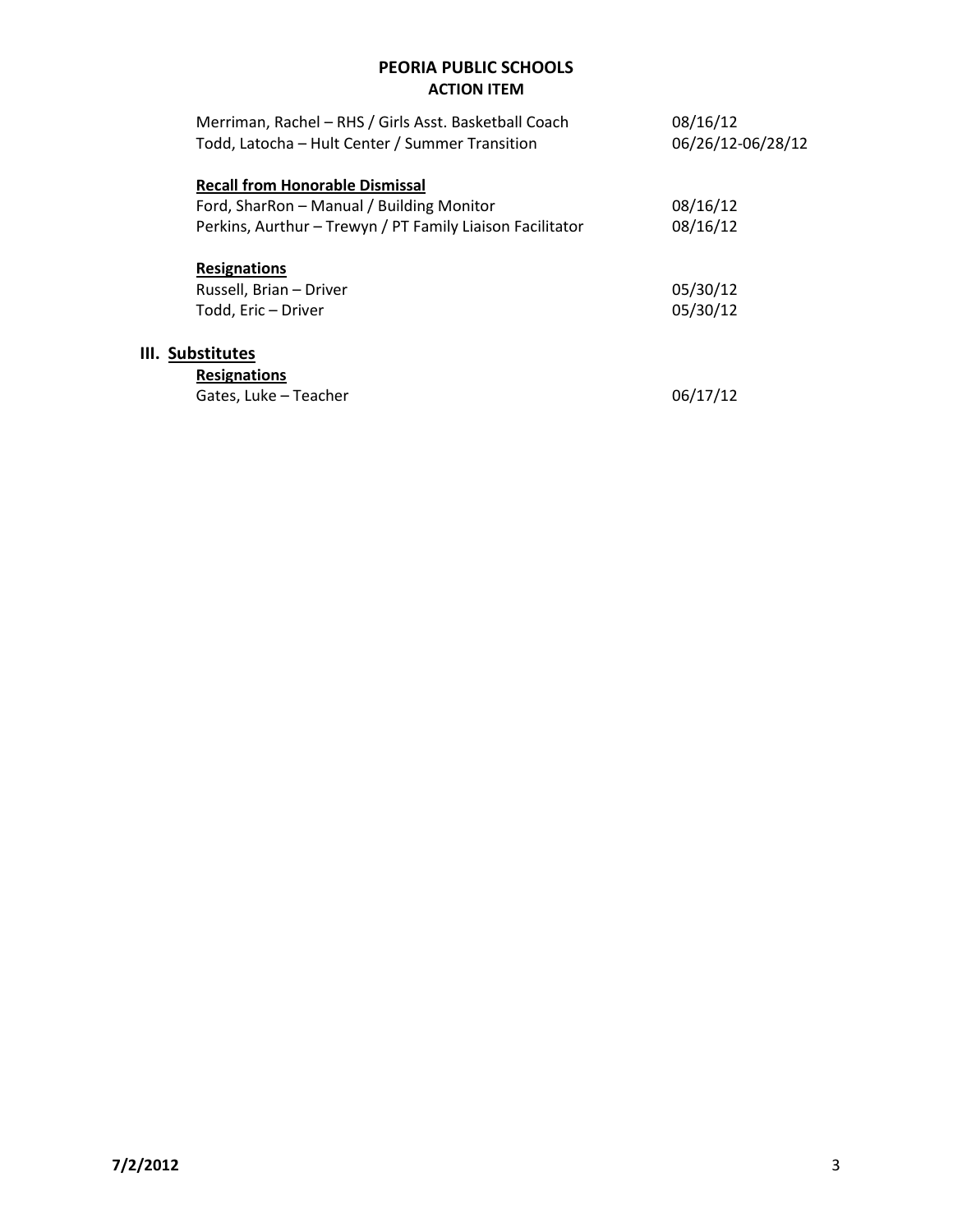**PEORIA PUBLIC SCHOOLS**
**ACTION ITEM**

| | |
|---|---|
| Merriman, Rachel – RHS / Girls Asst. Basketball Coach | 08/16/12 |
| Todd, Latocha – Hult Center / Summer Transition | 06/26/12-06/28/12 |

**Recall from Honorable Dismissal**

| | |
|---|---|
| Ford, SharRon – Manual / Building Monitor | 08/16/12 |
| Perkins, Aurthur – Trewyn / PT Family Liaison Facilitator | 08/16/12 |

**Resignations**

| | |
|---|---|
| Russell, Brian – Driver | 05/30/12 |
| Todd, Eric – Driver | 05/30/12 |

## III. Substitutes

**Resignations**

| | |
|---|---|
| Gates, Luke – Teacher | 06/17/12 |